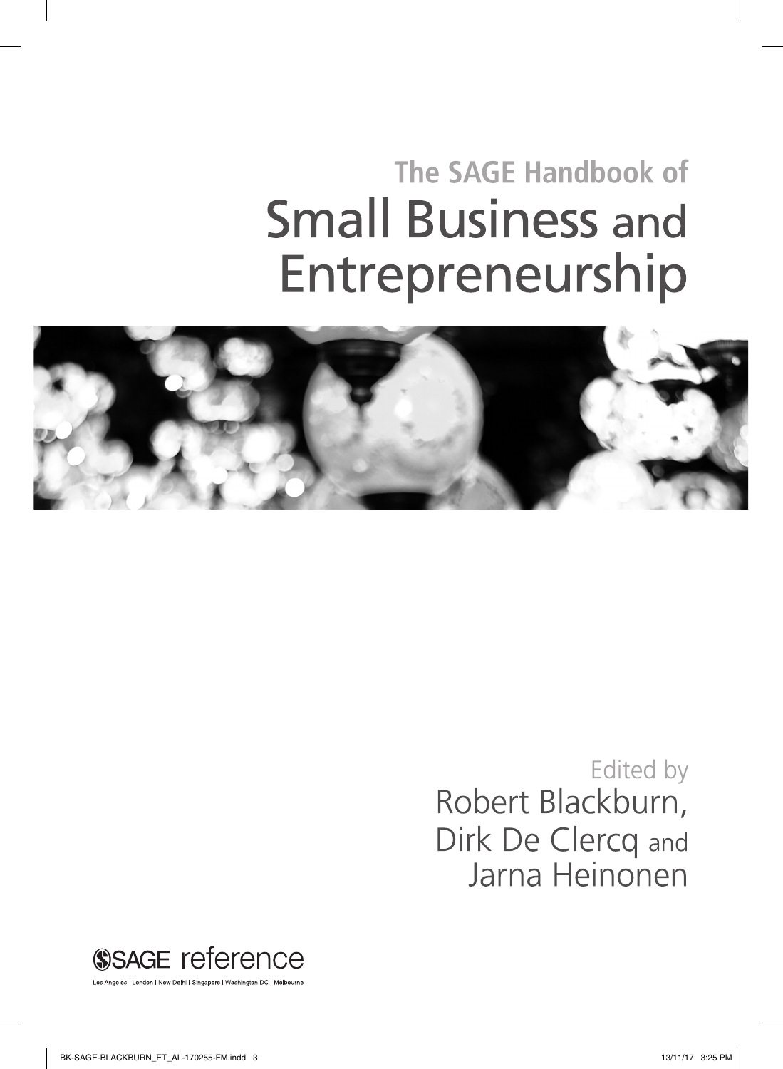# The SAGE Handbook of
# Small Business and Entrepreneurship

Edited by
Robert Blackburn,
Dirk De Clercq and
Jarna Heinonen

SAGE reference

Los Angeles | London | New Delhi | Singapore | Washington DC | Melbourne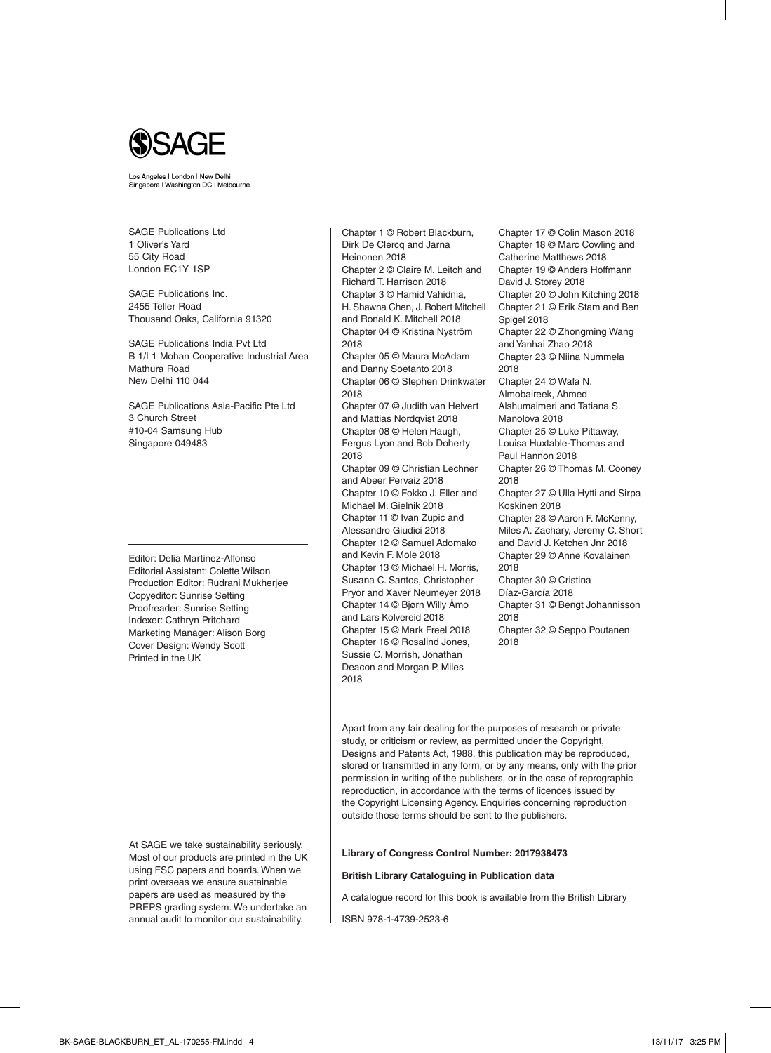SAGE

Los Angeles | London | New Delhi
Singapore | Washington DC | Melbourne

SAGE Publications Ltd
1 Oliver's Yard
55 City Road
London EC1Y 1SP

SAGE Publications Inc.
2455 Teller Road
Thousand Oaks, California 91320

SAGE Publications India Pvt Ltd
B 1/I 1 Mohan Cooperative Industrial Area
Mathura Road
New Delhi 110 044

SAGE Publications Asia-Pacific Pte Ltd
3 Church Street
#10-04 Samsung Hub
Singapore 049483

Editor: Delia Martinez-Alfonso
Editorial Assistant: Colette Wilson
Production Editor: Rudrani Mukherjee
Copyeditor: Sunrise Setting
Proofreader: Sunrise Setting
Indexer: Cathryn Pritchard
Marketing Manager: Alison Borg
Cover Design: Wendy Scott
Printed in the UK

At SAGE we take sustainability seriously. Most of our products are printed in the UK using FSC papers and boards. When we print overseas we ensure sustainable papers are used as measured by the PREPS grading system. We undertake an annual audit to monitor our sustainability.

Chapter 1 © Robert Blackburn, Dirk De Clercq and Jarna Heinonen 2018
Chapter 2 © Claire M. Leitch and Richard T. Harrison 2018
Chapter 3 © Hamid Vahidnia, H. Shawna Chen, J. Robert Mitchell and Ronald K. Mitchell 2018
Chapter 04 © Kristina Nyström 2018
Chapter 05 © Maura McAdam and Danny Soetanto 2018
Chapter 06 © Stephen Drinkwater 2018
Chapter 07 © Judith van Helvert and Mattias Nordqvist 2018
Chapter 08 © Helen Haugh, Fergus Lyon and Bob Doherty 2018
Chapter 09 © Christian Lechner and Abeer Pervaiz 2018
Chapter 10 © Fokko J. Eller and Michael M. Gielnik 2018
Chapter 11 © Ivan Zupic and Alessandro Giudici 2018
Chapter 12 © Samuel Adomako and Kevin F. Mole 2018
Chapter 13 © Michael H. Morris, Susana C. Santos, Christopher Pryor and Xaver Neumeyer 2018
Chapter 14 © Bjørn Willy Åmo and Lars Kolvereid 2018
Chapter 15 © Mark Freel 2018
Chapter 16 © Rosalind Jones, Sussie C. Morrish, Jonathan Deacon and Morgan P. Miles 2018
Chapter 17 © Colin Mason 2018
Chapter 18 © Marc Cowling and Catherine Matthews 2018
Chapter 19 © Anders Hoffmann David J. Storey 2018
Chapter 20 © John Kitching 2018
Chapter 21 © Erik Stam and Ben Spigel 2018
Chapter 22 © Zhongming Wang and Yanhai Zhao 2018
Chapter 23 © Niina Nummela 2018
Chapter 24 © Wafa N. Almobaireek, Ahmed Alshumaimeri and Tatiana S. Manolova 2018
Chapter 25 © Luke Pittaway, Louisa Huxtable-Thomas and Paul Hannon 2018
Chapter 26 © Thomas M. Cooney 2018
Chapter 27 © Ulla Hytti and Sirpa Koskinen 2018
Chapter 28 © Aaron F. McKenny, Miles A. Zachary, Jeremy C. Short and David J. Ketchen Jnr 2018
Chapter 29 © Anne Kovalainen 2018
Chapter 30 © Cristina Díaz-García 2018
Chapter 31 © Bengt Johannisson 2018
Chapter 32 © Seppo Poutanen 2018

Apart from any fair dealing for the purposes of research or private study, or criticism or review, as permitted under the Copyright, Designs and Patents Act, 1988, this publication may be reproduced, stored or transmitted in any form, or by any means, only with the prior permission in writing of the publishers, or in the case of reprographic reproduction, in accordance with the terms of licences issued by the Copyright Licensing Agency. Enquiries concerning reproduction outside those terms should be sent to the publishers.

**Library of Congress Control Number: 2017938473**

**British Library Cataloguing in Publication data**

A catalogue record for this book is available from the British Library

ISBN 978-1-4739-2523-6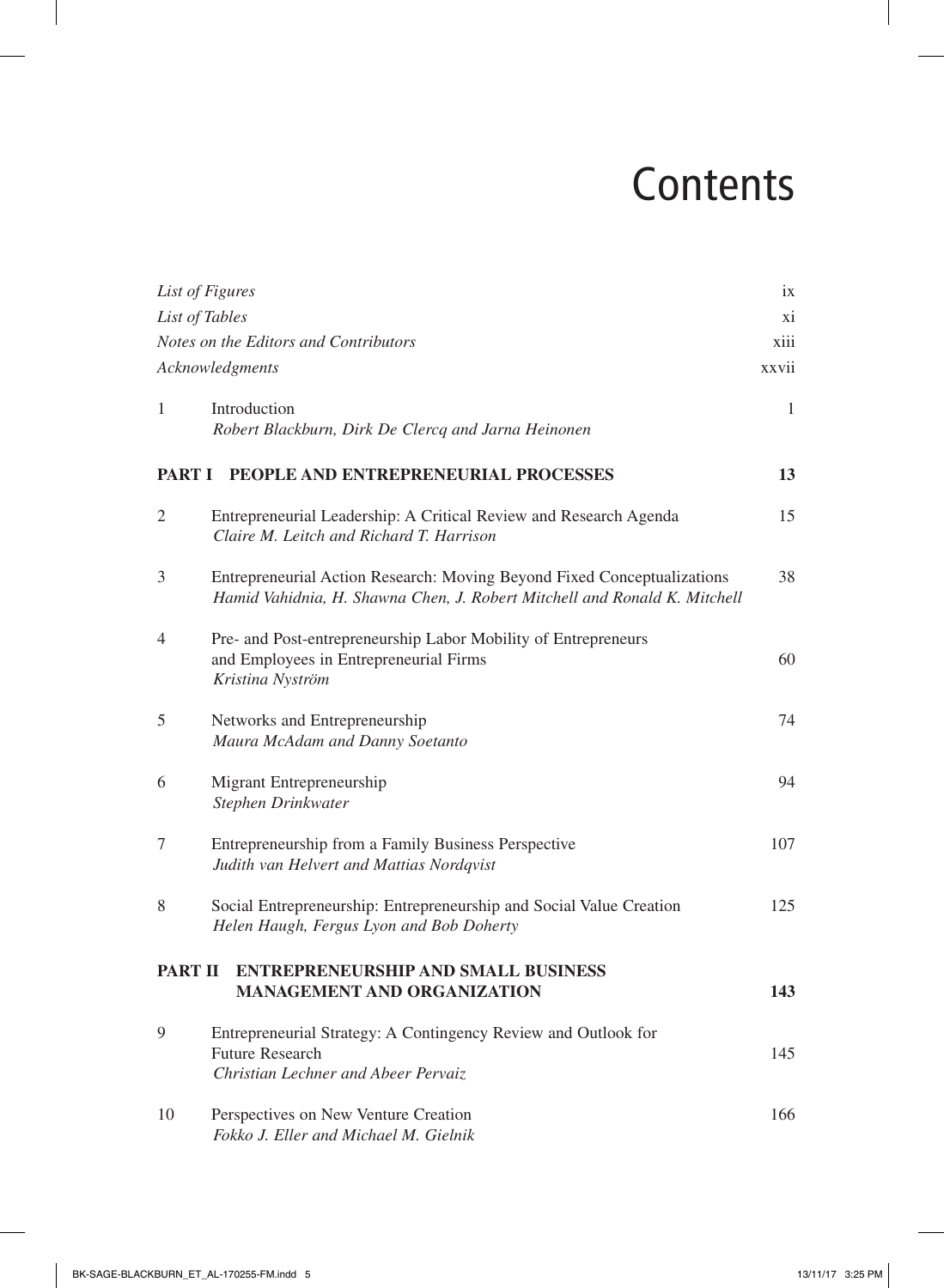# Contents

| | | |
|---|---|---|
| *List of Figures* | | ix |
| *List of Tables* | | xi |
| *Notes on the Editors and Contributors* | | xiii |
| *Acknowledgments* | | xxvii |
| 1 | Introduction<br>*Robert Blackburn, Dirk De Clercq and Jarna Heinonen* | 1 |
| **PART I** | **PEOPLE AND ENTREPRENEURIAL PROCESSES** | **13** |
| 2 | Entrepreneurial Leadership: A Critical Review and Research Agenda<br>*Claire M. Leitch and Richard T. Harrison* | 15 |
| 3 | Entrepreneurial Action Research: Moving Beyond Fixed Conceptualizations<br>*Hamid Vahidnia, H. Shawna Chen, J. Robert Mitchell and Ronald K. Mitchell* | 38 |
| 4 | Pre- and Post-entrepreneurship Labor Mobility of Entrepreneurs and Employees in Entrepreneurial Firms<br>*Kristina Nyström* | 60 |
| 5 | Networks and Entrepreneurship<br>*Maura McAdam and Danny Soetanto* | 74 |
| 6 | Migrant Entrepreneurship<br>*Stephen Drinkwater* | 94 |
| 7 | Entrepreneurship from a Family Business Perspective<br>*Judith van Helvert and Mattias Nordqvist* | 107 |
| 8 | Social Entrepreneurship: Entrepreneurship and Social Value Creation<br>*Helen Haugh, Fergus Lyon and Bob Doherty* | 125 |
| **PART II** | **ENTREPRENEURSHIP AND SMALL BUSINESS MANAGEMENT AND ORGANIZATION** | **143** |
| 9 | Entrepreneurial Strategy: A Contingency Review and Outlook for Future Research<br>*Christian Lechner and Abeer Pervaiz* | 145 |
| 10 | Perspectives on New Venture Creation<br>*Fokko J. Eller and Michael M. Gielnik* | 166 |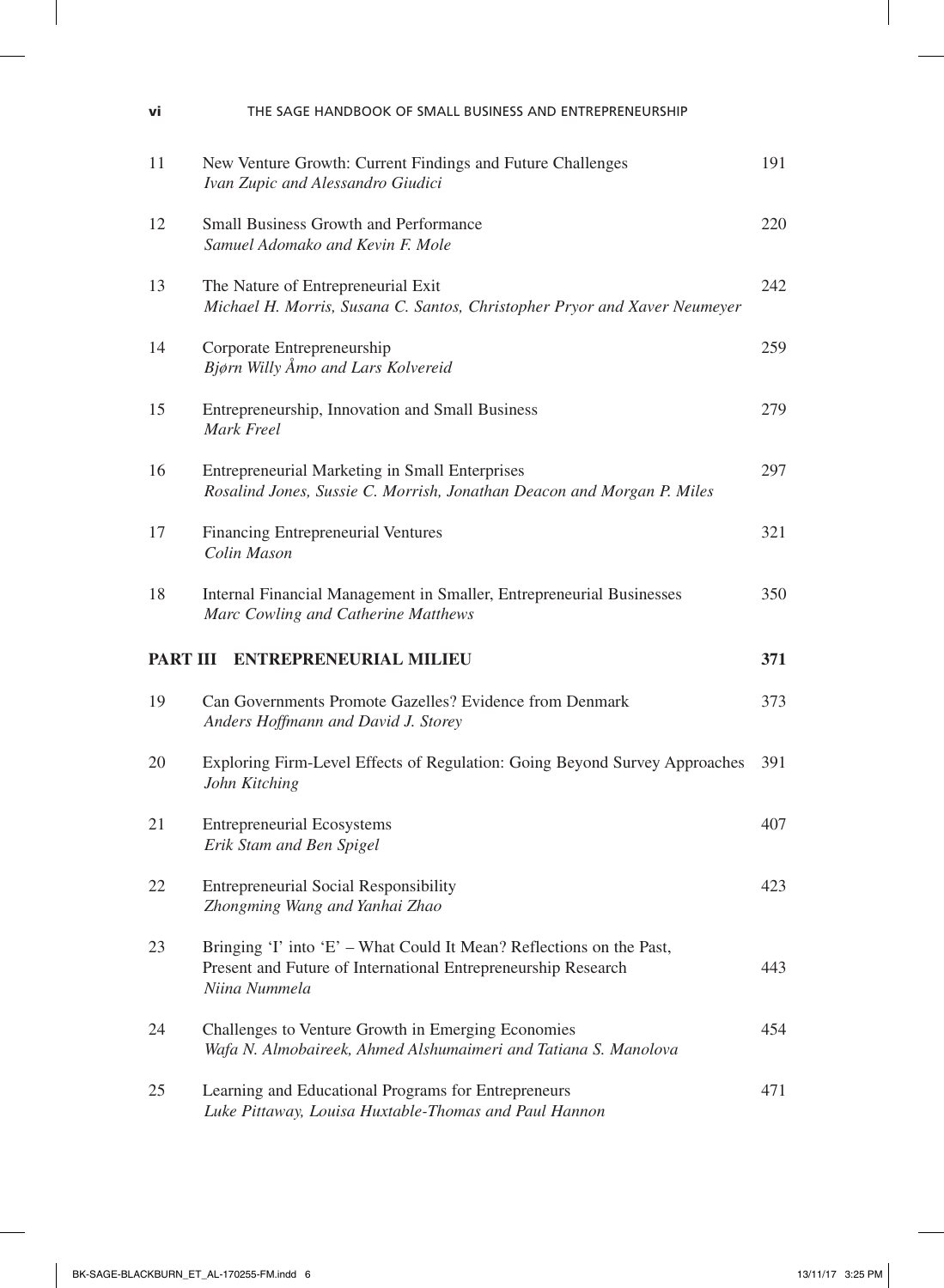| | | |
|---|---|---|
| 11 | New Venture Growth: Current Findings and Future Challenges<br>*Ivan Zupic and Alessandro Giudici* | 191 |
| 12 | Small Business Growth and Performance<br>*Samuel Adomako and Kevin F. Mole* | 220 |
| 13 | The Nature of Entrepreneurial Exit<br>*Michael H. Morris, Susana C. Santos, Christopher Pryor and Xaver Neumeyer* | 242 |
| 14 | Corporate Entrepreneurship<br>*Bjørn Willy Åmo and Lars Kolvereid* | 259 |
| 15 | Entrepreneurship, Innovation and Small Business<br>*Mark Freel* | 279 |
| 16 | Entrepreneurial Marketing in Small Enterprises<br>*Rosalind Jones, Sussie C. Morrish, Jonathan Deacon and Morgan P. Miles* | 297 |
| 17 | Financing Entrepreneurial Ventures<br>*Colin Mason* | 321 |
| 18 | Internal Financial Management in Smaller, Entrepreneurial Businesses<br>*Marc Cowling and Catherine Matthews* | 350 |
| **PART III** | **ENTREPRENEURIAL MILIEU** | **371** |
| 19 | Can Governments Promote Gazelles? Evidence from Denmark<br>*Anders Hoffmann and David J. Storey* | 373 |
| 20 | Exploring Firm-Level Effects of Regulation: Going Beyond Survey Approaches<br>*John Kitching* | 391 |
| 21 | Entrepreneurial Ecosystems<br>*Erik Stam and Ben Spigel* | 407 |
| 22 | Entrepreneurial Social Responsibility<br>*Zhongming Wang and Yanhai Zhao* | 423 |
| 23 | Bringing 'I' into 'E' – What Could It Mean? Reflections on the Past, Present and Future of International Entrepreneurship Research<br>*Niina Nummela* | 443 |
| 24 | Challenges to Venture Growth in Emerging Economies<br>*Wafa N. Almobaireek, Ahmed Alshumaimeri and Tatiana S. Manolova* | 454 |
| 25 | Learning and Educational Programs for Entrepreneurs<br>*Luke Pittaway, Louisa Huxtable-Thomas and Paul Hannon* | 471 |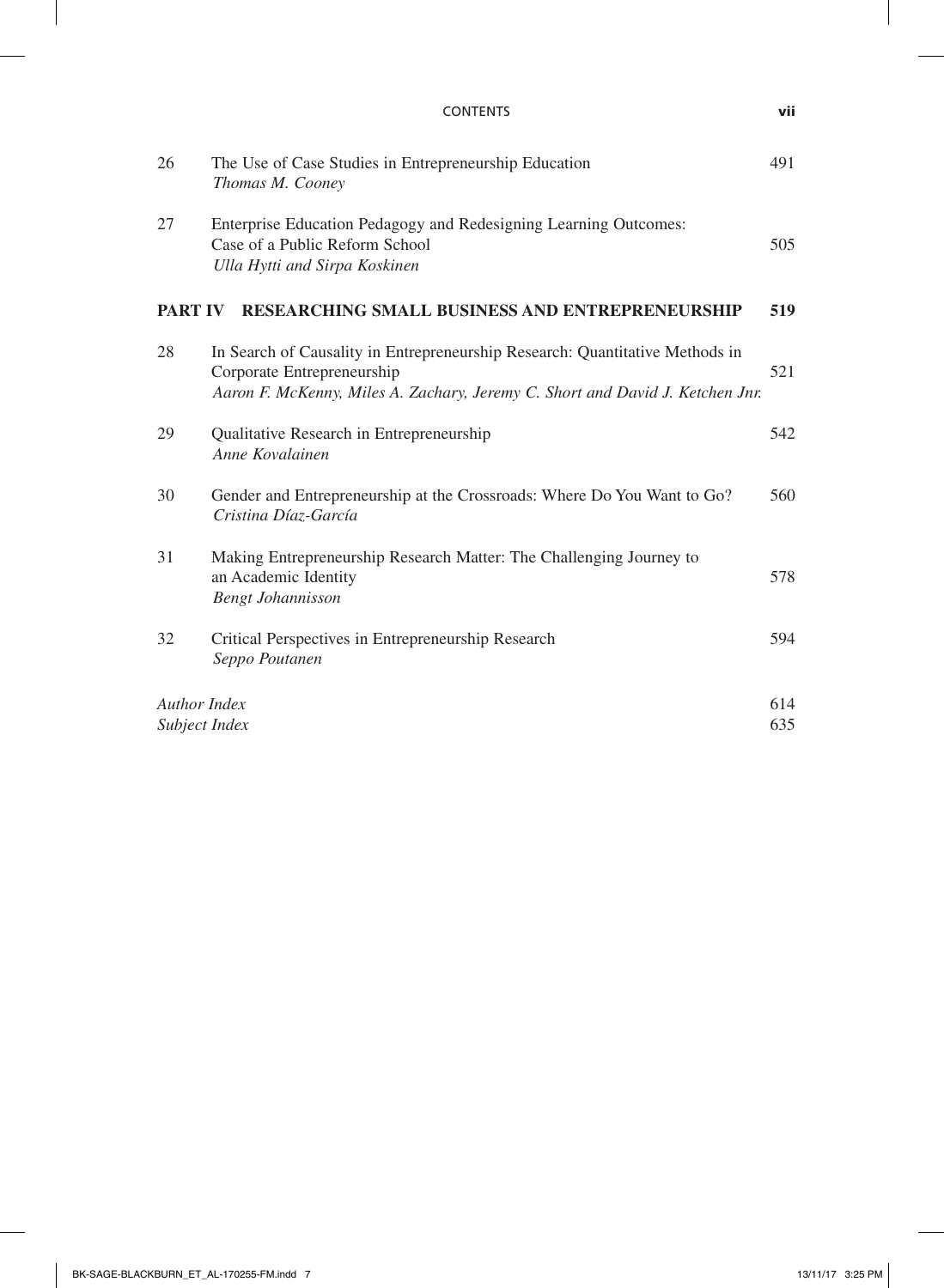| | | |
|---|---|---|
| 26 | The Use of Case Studies in Entrepreneurship Education<br>*Thomas M. Cooney* | 491 |
| 27 | Enterprise Education Pedagogy and Redesigning Learning Outcomes: Case of a Public Reform School<br>*Ulla Hytti and Sirpa Koskinen* | 505 |
| **PART IV** | **RESEARCHING SMALL BUSINESS AND ENTREPRENEURSHIP** | **519** |
| 28 | In Search of Causality in Entrepreneurship Research: Quantitative Methods in Corporate Entrepreneurship<br>*Aaron F. McKenny, Miles A. Zachary, Jeremy C. Short and David J. Ketchen Jnr.* | 521 |
| 29 | Qualitative Research in Entrepreneurship<br>*Anne Kovalainen* | 542 |
| 30 | Gender and Entrepreneurship at the Crossroads: Where Do You Want to Go?<br>*Cristina Díaz-García* | 560 |
| 31 | Making Entrepreneurship Research Matter: The Challenging Journey to an Academic Identity<br>*Bengt Johannisson* | 578 |
| 32 | Critical Perspectives in Entrepreneurship Research<br>*Seppo Poutanen* | 594 |
| *Author Index* | | 614 |
| *Subject Index* | | 635 |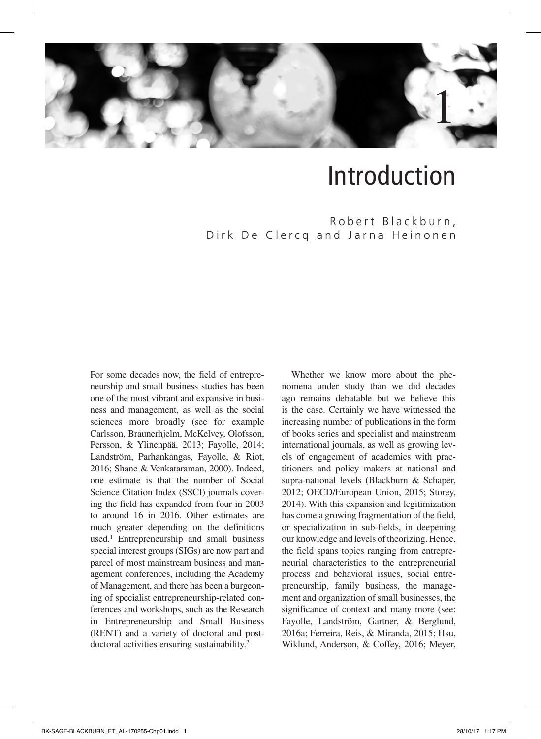# 1 Introduction

Robert Blackburn, Dirk De Clercq and Jarna Heinonen

For some decades now, the field of entrepreneurship and small business studies has been one of the most vibrant and expansive in business and management, as well as the social sciences more broadly (see for example Carlsson, Braunerhjelm, McKelvey, Olofsson, Persson, & Ylinenpää, 2013; Fayolle, 2014; Landström, Parhankangas, Fayolle, & Riot, 2016; Shane & Venkataraman, 2000). Indeed, one estimate is that the number of Social Science Citation Index (SSCI) journals covering the field has expanded from four in 2003 to around 16 in 2016. Other estimates are much greater depending on the definitions used.[1] Entrepreneurship and small business special interest groups (SIGs) are now part and parcel of most mainstream business and management conferences, including the Academy of Management, and there has been a burgeoning of specialist entrepreneurship-related conferences and workshops, such as the Research in Entrepreneurship and Small Business (RENT) and a variety of doctoral and post-doctoral activities ensuring sustainability.[2]

Whether we know more about the phenomena under study than we did decades ago remains debatable but we believe this is the case. Certainly we have witnessed the increasing number of publications in the form of books series and specialist and mainstream international journals, as well as growing levels of engagement of academics with practitioners and policy makers at national and supra-national levels (Blackburn & Schaper, 2012; OECD/European Union, 2015; Storey, 2014). With this expansion and legitimization has come a growing fragmentation of the field, or specialization in sub-fields, in deepening our knowledge and levels of theorizing. Hence, the field spans topics ranging from entrepreneurial characteristics to the entrepreneurial process and behavioral issues, social entrepreneurship, family business, the management and organization of small businesses, the significance of context and many more (see: Fayolle, Landström, Gartner, & Berglund, 2016a; Ferreira, Reis, & Miranda, 2015; Hsu, Wiklund, Anderson, & Coffey, 2016; Meyer,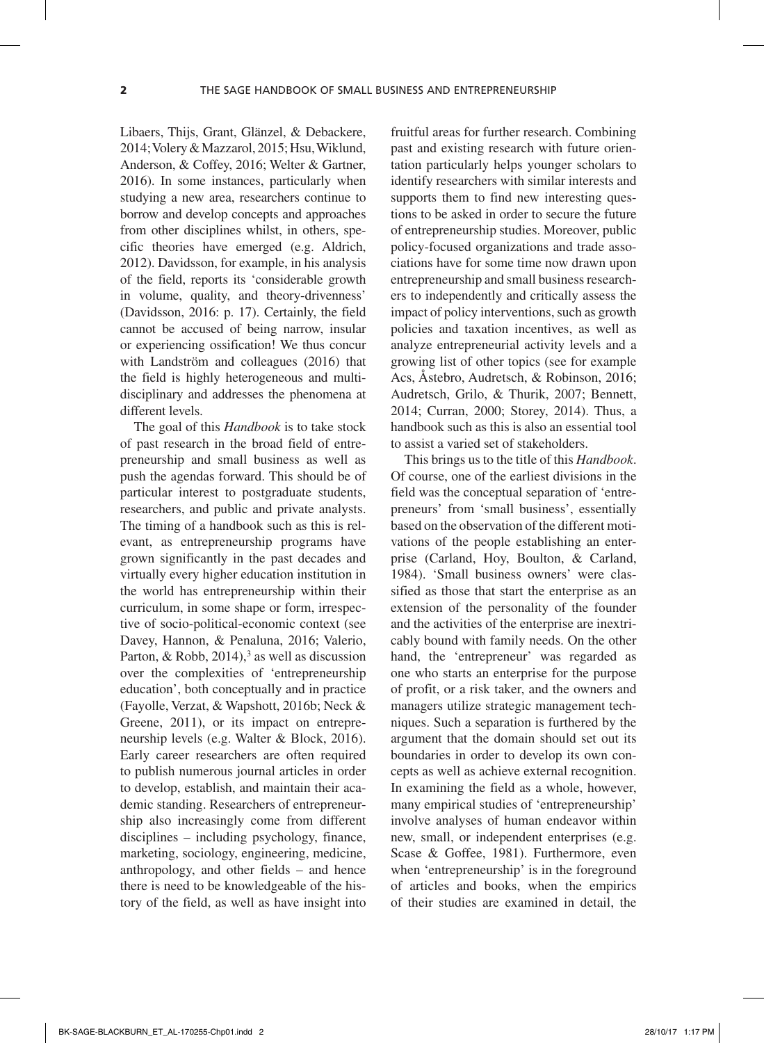Libaers, Thijs, Grant, Glänzel, & Debackere, 2014; Volery & Mazzarol, 2015; Hsu, Wiklund, Anderson, & Coffey, 2016; Welter & Gartner, 2016). In some instances, particularly when studying a new area, researchers continue to borrow and develop concepts and approaches from other disciplines whilst, in others, specific theories have emerged (e.g. Aldrich, 2012). Davidsson, for example, in his analysis of the field, reports its 'considerable growth in volume, quality, and theory-drivenness' (Davidsson, 2016: p. 17). Certainly, the field cannot be accused of being narrow, insular or experiencing ossification! We thus concur with Landström and colleagues (2016) that the field is highly heterogeneous and multidisciplinary and addresses the phenomena at different levels.

The goal of this *Handbook* is to take stock of past research in the broad field of entrepreneurship and small business as well as push the agendas forward. This should be of particular interest to postgraduate students, researchers, and public and private analysts. The timing of a handbook such as this is relevant, as entrepreneurship programs have grown significantly in the past decades and virtually every higher education institution in the world has entrepreneurship within their curriculum, in some shape or form, irrespective of socio-political-economic context (see Davey, Hannon, & Penaluna, 2016; Valerio, Parton, & Robb, 2014),[3] as well as discussion over the complexities of 'entrepreneurship education', both conceptually and in practice (Fayolle, Verzat, & Wapshott, 2016b; Neck & Greene, 2011), or its impact on entrepreneurship levels (e.g. Walter & Block, 2016). Early career researchers are often required to publish numerous journal articles in order to develop, establish, and maintain their academic standing. Researchers of entrepreneurship also increasingly come from different disciplines – including psychology, finance, marketing, sociology, engineering, medicine, anthropology, and other fields – and hence there is need to be knowledgeable of the history of the field, as well as have insight into fruitful areas for further research. Combining past and existing research with future orientation particularly helps younger scholars to identify researchers with similar interests and supports them to find new interesting questions to be asked in order to secure the future of entrepreneurship studies. Moreover, public policy-focused organizations and trade associations have for some time now drawn upon entrepreneurship and small business researchers to independently and critically assess the impact of policy interventions, such as growth policies and taxation incentives, as well as analyze entrepreneurial activity levels and a growing list of other topics (see for example Acs, Åstebro, Audretsch, & Robinson, 2016; Audretsch, Grilo, & Thurik, 2007; Bennett, 2014; Curran, 2000; Storey, 2014). Thus, a handbook such as this is also an essential tool to assist a varied set of stakeholders.

This brings us to the title of this *Handbook*. Of course, one of the earliest divisions in the field was the conceptual separation of 'entrepreneurs' from 'small business', essentially based on the observation of the different motivations of the people establishing an enterprise (Carland, Hoy, Boulton, & Carland, 1984). 'Small business owners' were classified as those that start the enterprise as an extension of the personality of the founder and the activities of the enterprise are inextricably bound with family needs. On the other hand, the 'entrepreneur' was regarded as one who starts an enterprise for the purpose of profit, or a risk taker, and the owners and managers utilize strategic management techniques. Such a separation is furthered by the argument that the domain should set out its boundaries in order to develop its own concepts as well as achieve external recognition. In examining the field as a whole, however, many empirical studies of 'entrepreneurship' involve analyses of human endeavor within new, small, or independent enterprises (e.g. Scase & Goffee, 1981). Furthermore, even when 'entrepreneurship' is in the foreground of articles and books, when the empirics of their studies are examined in detail, the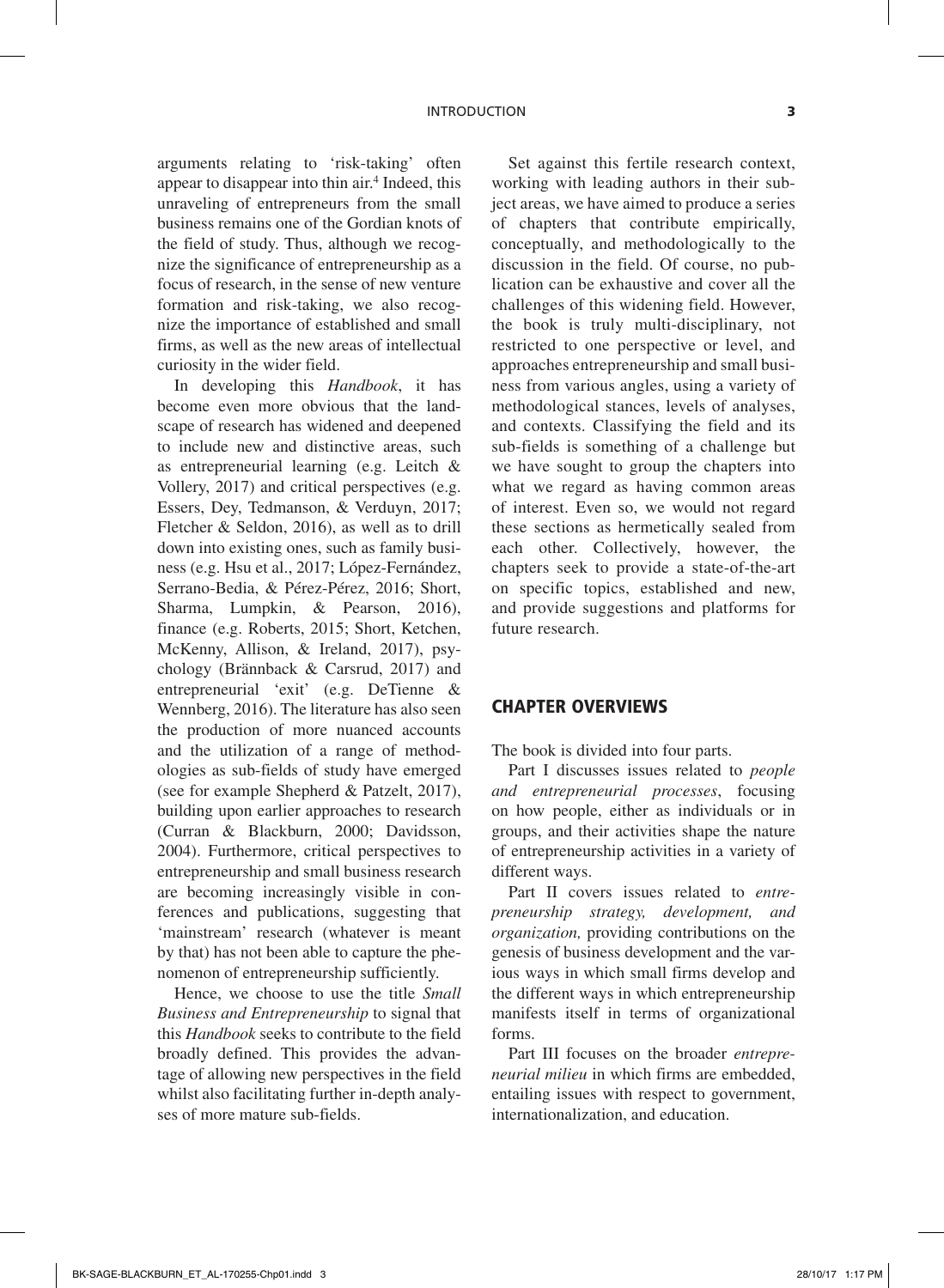arguments relating to 'risk-taking' often appear to disappear into thin air.[4] Indeed, this unraveling of entrepreneurs from the small business remains one of the Gordian knots of the field of study. Thus, although we recognize the significance of entrepreneurship as a focus of research, in the sense of new venture formation and risk-taking, we also recognize the importance of established and small firms, as well as the new areas of intellectual curiosity in the wider field.

In developing this *Handbook*, it has become even more obvious that the landscape of research has widened and deepened to include new and distinctive areas, such as entrepreneurial learning (e.g. Leitch & Vollery, 2017) and critical perspectives (e.g. Essers, Dey, Tedmanson, & Verduyn, 2017; Fletcher & Seldon, 2016), as well as to drill down into existing ones, such as family business (e.g. Hsu et al., 2017; López-Fernández, Serrano-Bedia, & Pérez-Pérez, 2016; Short, Sharma, Lumpkin, & Pearson, 2016), finance (e.g. Roberts, 2015; Short, Ketchen, McKenny, Allison, & Ireland, 2017), psychology (Brännback & Carsrud, 2017) and entrepreneurial 'exit' (e.g. DeTienne & Wennberg, 2016). The literature has also seen the production of more nuanced accounts and the utilization of a range of methodologies as sub-fields of study have emerged (see for example Shepherd & Patzelt, 2017), building upon earlier approaches to research (Curran & Blackburn, 2000; Davidsson, 2004). Furthermore, critical perspectives to entrepreneurship and small business research are becoming increasingly visible in conferences and publications, suggesting that 'mainstream' research (whatever is meant by that) has not been able to capture the phenomenon of entrepreneurship sufficiently.

Hence, we choose to use the title *Small Business and Entrepreneurship* to signal that this *Handbook* seeks to contribute to the field broadly defined. This provides the advantage of allowing new perspectives in the field whilst also facilitating further in-depth analyses of more mature sub-fields.

Set against this fertile research context, working with leading authors in their subject areas, we have aimed to produce a series of chapters that contribute empirically, conceptually, and methodologically to the discussion in the field. Of course, no publication can be exhaustive and cover all the challenges of this widening field. However, the book is truly multi-disciplinary, not restricted to one perspective or level, and approaches entrepreneurship and small business from various angles, using a variety of methodological stances, levels of analyses, and contexts. Classifying the field and its sub-fields is something of a challenge but we have sought to group the chapters into what we regard as having common areas of interest. Even so, we would not regard these sections as hermetically sealed from each other. Collectively, however, the chapters seek to provide a state-of-the-art on specific topics, established and new, and provide suggestions and platforms for future research.

## CHAPTER OVERVIEWS

The book is divided into four parts.

Part I discusses issues related to *people and entrepreneurial processes*, focusing on how people, either as individuals or in groups, and their activities shape the nature of entrepreneurship activities in a variety of different ways.

Part II covers issues related to *entrepreneurship strategy, development, and organization,* providing contributions on the genesis of business development and the various ways in which small firms develop and the different ways in which entrepreneurship manifests itself in terms of organizational forms.

Part III focuses on the broader *entrepreneurial milieu* in which firms are embedded, entailing issues with respect to government, internationalization, and education.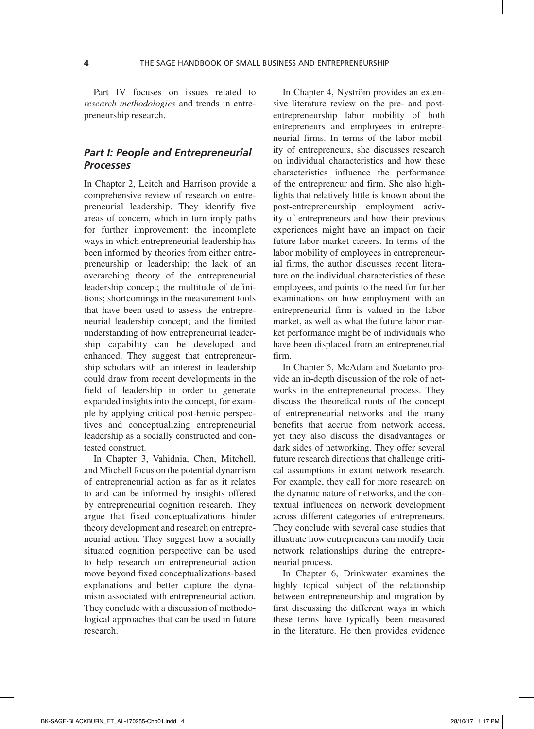Part IV focuses on issues related to *research methodologies* and trends in entrepreneurship research.

## *Part I: People and Entrepreneurial Processes*

In Chapter 2, Leitch and Harrison provide a comprehensive review of research on entrepreneurial leadership. They identify five areas of concern, which in turn imply paths for further improvement: the incomplete ways in which entrepreneurial leadership has been informed by theories from either entrepreneurship or leadership; the lack of an overarching theory of the entrepreneurial leadership concept; the multitude of definitions; shortcomings in the measurement tools that have been used to assess the entrepreneurial leadership concept; and the limited understanding of how entrepreneurial leadership capability can be developed and enhanced. They suggest that entrepreneurship scholars with an interest in leadership could draw from recent developments in the field of leadership in order to generate expanded insights into the concept, for example by applying critical post-heroic perspectives and conceptualizing entrepreneurial leadership as a socially constructed and contested construct.

In Chapter 3, Vahidnia, Chen, Mitchell, and Mitchell focus on the potential dynamism of entrepreneurial action as far as it relates to and can be informed by insights offered by entrepreneurial cognition research. They argue that fixed conceptualizations hinder theory development and research on entrepreneurial action. They suggest how a socially situated cognition perspective can be used to help research on entrepreneurial action move beyond fixed conceptualizations-based explanations and better capture the dynamism associated with entrepreneurial action. They conclude with a discussion of methodological approaches that can be used in future research.

In Chapter 4, Nyström provides an extensive literature review on the pre- and post-entrepreneurship labor mobility of both entrepreneurs and employees in entrepreneurial firms. In terms of the labor mobility of entrepreneurs, she discusses research on individual characteristics and how these characteristics influence the performance of the entrepreneur and firm. She also highlights that relatively little is known about the post-entrepreneurship employment activity of entrepreneurs and how their previous experiences might have an impact on their future labor market careers. In terms of the labor mobility of employees in entrepreneurial firms, the author discusses recent literature on the individual characteristics of these employees, and points to the need for further examinations on how employment with an entrepreneurial firm is valued in the labor market, as well as what the future labor market performance might be of individuals who have been displaced from an entrepreneurial firm.

In Chapter 5, McAdam and Soetanto provide an in-depth discussion of the role of networks in the entrepreneurial process. They discuss the theoretical roots of the concept of entrepreneurial networks and the many benefits that accrue from network access, yet they also discuss the disadvantages or dark sides of networking. They offer several future research directions that challenge critical assumptions in extant network research. For example, they call for more research on the dynamic nature of networks, and the contextual influences on network development across different categories of entrepreneurs. They conclude with several case studies that illustrate how entrepreneurs can modify their network relationships during the entrepreneurial process.

In Chapter 6, Drinkwater examines the highly topical subject of the relationship between entrepreneurship and migration by first discussing the different ways in which these terms have typically been measured in the literature. He then provides evidence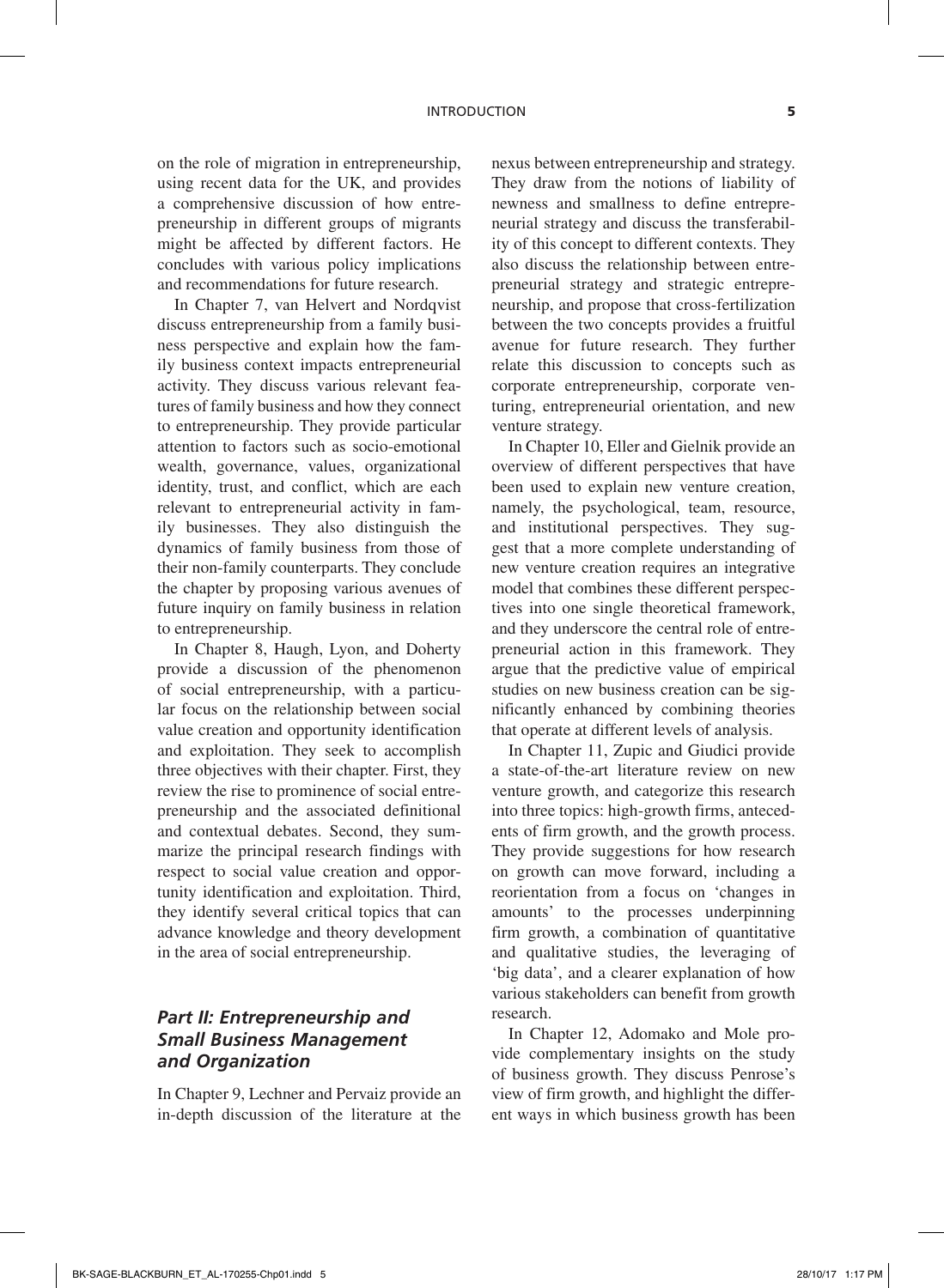on the role of migration in entrepreneurship, using recent data for the UK, and provides a comprehensive discussion of how entrepreneurship in different groups of migrants might be affected by different factors. He concludes with various policy implications and recommendations for future research.

In Chapter 7, van Helvert and Nordqvist discuss entrepreneurship from a family business perspective and explain how the family business context impacts entrepreneurial activity. They discuss various relevant features of family business and how they connect to entrepreneurship. They provide particular attention to factors such as socio-emotional wealth, governance, values, organizational identity, trust, and conflict, which are each relevant to entrepreneurial activity in family businesses. They also distinguish the dynamics of family business from those of their non-family counterparts. They conclude the chapter by proposing various avenues of future inquiry on family business in relation to entrepreneurship.

In Chapter 8, Haugh, Lyon, and Doherty provide a discussion of the phenomenon of social entrepreneurship, with a particular focus on the relationship between social value creation and opportunity identification and exploitation. They seek to accomplish three objectives with their chapter. First, they review the rise to prominence of social entrepreneurship and the associated definitional and contextual debates. Second, they summarize the principal research findings with respect to social value creation and opportunity identification and exploitation. Third, they identify several critical topics that can advance knowledge and theory development in the area of social entrepreneurship.

## *Part II: Entrepreneurship and Small Business Management and Organization*

In Chapter 9, Lechner and Pervaiz provide an in-depth discussion of the literature at the nexus between entrepreneurship and strategy. They draw from the notions of liability of newness and smallness to define entrepreneurial strategy and discuss the transferability of this concept to different contexts. They also discuss the relationship between entrepreneurial strategy and strategic entrepreneurship, and propose that cross-fertilization between the two concepts provides a fruitful avenue for future research. They further relate this discussion to concepts such as corporate entrepreneurship, corporate venturing, entrepreneurial orientation, and new venture strategy.

In Chapter 10, Eller and Gielnik provide an overview of different perspectives that have been used to explain new venture creation, namely, the psychological, team, resource, and institutional perspectives. They suggest that a more complete understanding of new venture creation requires an integrative model that combines these different perspectives into one single theoretical framework, and they underscore the central role of entrepreneurial action in this framework. They argue that the predictive value of empirical studies on new business creation can be significantly enhanced by combining theories that operate at different levels of analysis.

In Chapter 11, Zupic and Giudici provide a state-of-the-art literature review on new venture growth, and categorize this research into three topics: high-growth firms, antecedents of firm growth, and the growth process. They provide suggestions for how research on growth can move forward, including a reorientation from a focus on 'changes in amounts' to the processes underpinning firm growth, a combination of quantitative and qualitative studies, the leveraging of 'big data', and a clearer explanation of how various stakeholders can benefit from growth research.

In Chapter 12, Adomako and Mole provide complementary insights on the study of business growth. They discuss Penrose's view of firm growth, and highlight the different ways in which business growth has been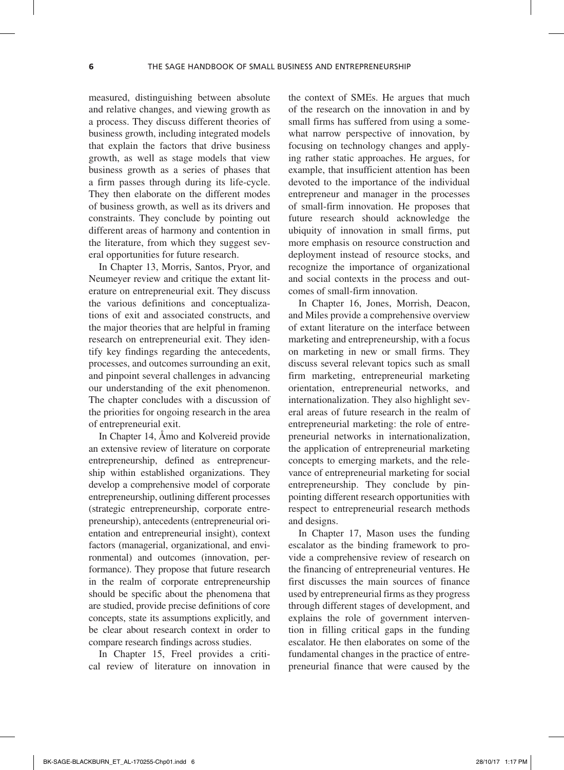measured, distinguishing between absolute and relative changes, and viewing growth as a process. They discuss different theories of business growth, including integrated models that explain the factors that drive business growth, as well as stage models that view business growth as a series of phases that a firm passes through during its life-cycle. They then elaborate on the different modes of business growth, as well as its drivers and constraints. They conclude by pointing out different areas of harmony and contention in the literature, from which they suggest several opportunities for future research.

In Chapter 13, Morris, Santos, Pryor, and Neumeyer review and critique the extant literature on entrepreneurial exit. They discuss the various definitions and conceptualizations of exit and associated constructs, and the major theories that are helpful in framing research on entrepreneurial exit. They identify key findings regarding the antecedents, processes, and outcomes surrounding an exit, and pinpoint several challenges in advancing our understanding of the exit phenomenon. The chapter concludes with a discussion of the priorities for ongoing research in the area of entrepreneurial exit.

In Chapter 14, Åmo and Kolvereid provide an extensive review of literature on corporate entrepreneurship, defined as entrepreneurship within established organizations. They develop a comprehensive model of corporate entrepreneurship, outlining different processes (strategic entrepreneurship, corporate entrepreneurship), antecedents (entrepreneurial orientation and entrepreneurial insight), context factors (managerial, organizational, and environmental) and outcomes (innovation, performance). They propose that future research in the realm of corporate entrepreneurship should be specific about the phenomena that are studied, provide precise definitions of core concepts, state its assumptions explicitly, and be clear about research context in order to compare research findings across studies.

In Chapter 15, Freel provides a critical review of literature on innovation in the context of SMEs. He argues that much of the research on the innovation in and by small firms has suffered from using a somewhat narrow perspective of innovation, by focusing on technology changes and applying rather static approaches. He argues, for example, that insufficient attention has been devoted to the importance of the individual entrepreneur and manager in the processes of small-firm innovation. He proposes that future research should acknowledge the ubiquity of innovation in small firms, put more emphasis on resource construction and deployment instead of resource stocks, and recognize the importance of organizational and social contexts in the process and outcomes of small-firm innovation.

In Chapter 16, Jones, Morrish, Deacon, and Miles provide a comprehensive overview of extant literature on the interface between marketing and entrepreneurship, with a focus on marketing in new or small firms. They discuss several relevant topics such as small firm marketing, entrepreneurial marketing orientation, entrepreneurial networks, and internationalization. They also highlight several areas of future research in the realm of entrepreneurial marketing: the role of entrepreneurial networks in internationalization, the application of entrepreneurial marketing concepts to emerging markets, and the relevance of entrepreneurial marketing for social entrepreneurship. They conclude by pinpointing different research opportunities with respect to entrepreneurial research methods and designs.

In Chapter 17, Mason uses the funding escalator as the binding framework to provide a comprehensive review of research on the financing of entrepreneurial ventures. He first discusses the main sources of finance used by entrepreneurial firms as they progress through different stages of development, and explains the role of government intervention in filling critical gaps in the funding escalator. He then elaborates on some of the fundamental changes in the practice of entrepreneurial finance that were caused by the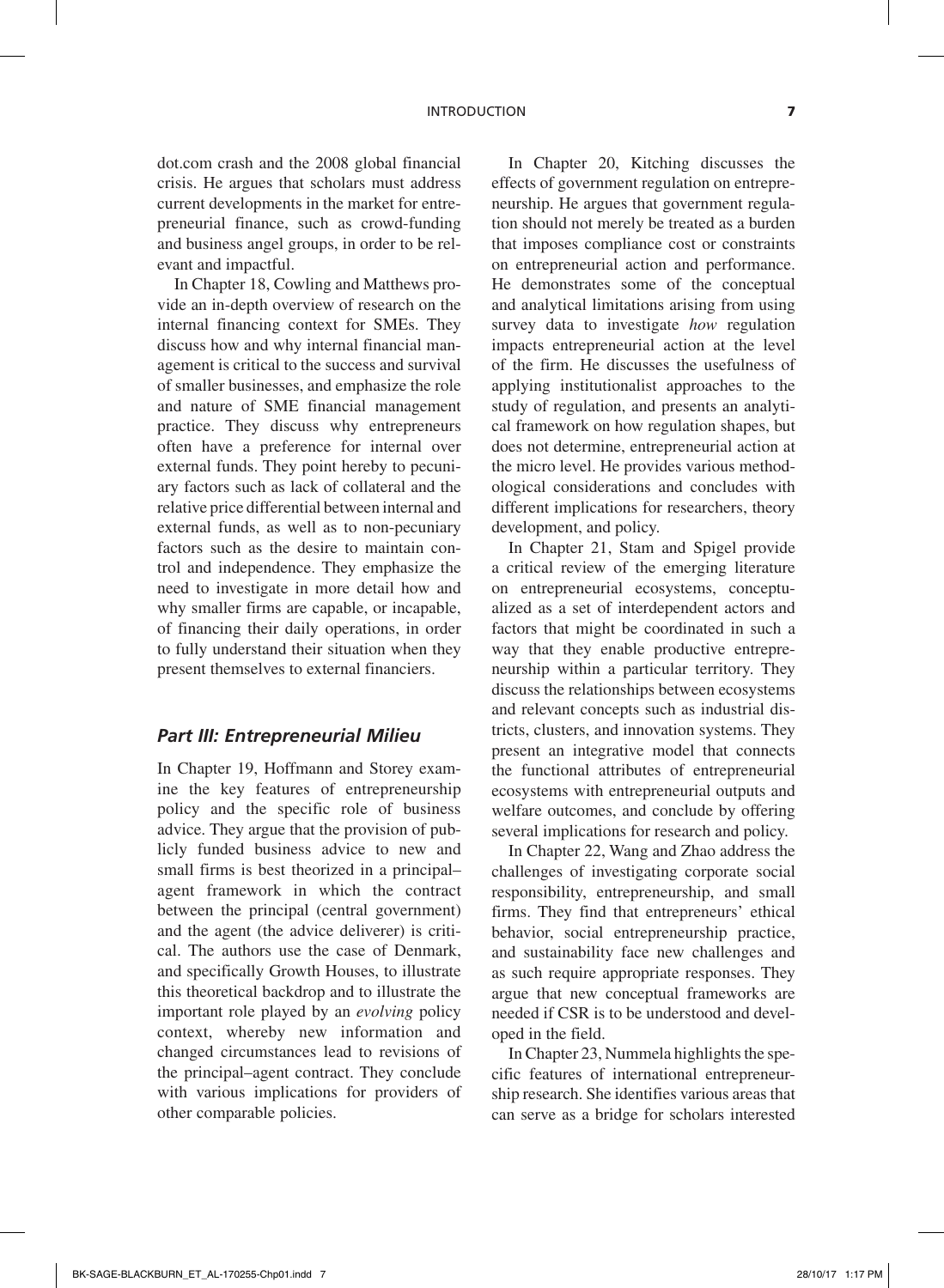dot.com crash and the 2008 global financial crisis. He argues that scholars must address current developments in the market for entrepreneurial finance, such as crowd-funding and business angel groups, in order to be relevant and impactful.

In Chapter 18, Cowling and Matthews provide an in-depth overview of research on the internal financing context for SMEs. They discuss how and why internal financial management is critical to the success and survival of smaller businesses, and emphasize the role and nature of SME financial management practice. They discuss why entrepreneurs often have a preference for internal over external funds. They point hereby to pecuniary factors such as lack of collateral and the relative price differential between internal and external funds, as well as to non-pecuniary factors such as the desire to maintain control and independence. They emphasize the need to investigate in more detail how and why smaller firms are capable, or incapable, of financing their daily operations, in order to fully understand their situation when they present themselves to external financiers.

### *Part III: Entrepreneurial Milieu*

In Chapter 19, Hoffmann and Storey examine the key features of entrepreneurship policy and the specific role of business advice. They argue that the provision of publicly funded business advice to new and small firms is best theorized in a principal–agent framework in which the contract between the principal (central government) and the agent (the advice deliverer) is critical. The authors use the case of Denmark, and specifically Growth Houses, to illustrate this theoretical backdrop and to illustrate the important role played by an *evolving* policy context, whereby new information and changed circumstances lead to revisions of the principal–agent contract. They conclude with various implications for providers of other comparable policies.

In Chapter 20, Kitching discusses the effects of government regulation on entrepreneurship. He argues that government regulation should not merely be treated as a burden that imposes compliance cost or constraints on entrepreneurial action and performance. He demonstrates some of the conceptual and analytical limitations arising from using survey data to investigate *how* regulation impacts entrepreneurial action at the level of the firm. He discusses the usefulness of applying institutionalist approaches to the study of regulation, and presents an analytical framework on how regulation shapes, but does not determine, entrepreneurial action at the micro level. He provides various methodological considerations and concludes with different implications for researchers, theory development, and policy.

In Chapter 21, Stam and Spigel provide a critical review of the emerging literature on entrepreneurial ecosystems, conceptualized as a set of interdependent actors and factors that might be coordinated in such a way that they enable productive entrepreneurship within a particular territory. They discuss the relationships between ecosystems and relevant concepts such as industrial districts, clusters, and innovation systems. They present an integrative model that connects the functional attributes of entrepreneurial ecosystems with entrepreneurial outputs and welfare outcomes, and conclude by offering several implications for research and policy.

In Chapter 22, Wang and Zhao address the challenges of investigating corporate social responsibility, entrepreneurship, and small firms. They find that entrepreneurs' ethical behavior, social entrepreneurship practice, and sustainability face new challenges and as such require appropriate responses. They argue that new conceptual frameworks are needed if CSR is to be understood and developed in the field.

In Chapter 23, Nummela highlights the specific features of international entrepreneurship research. She identifies various areas that can serve as a bridge for scholars interested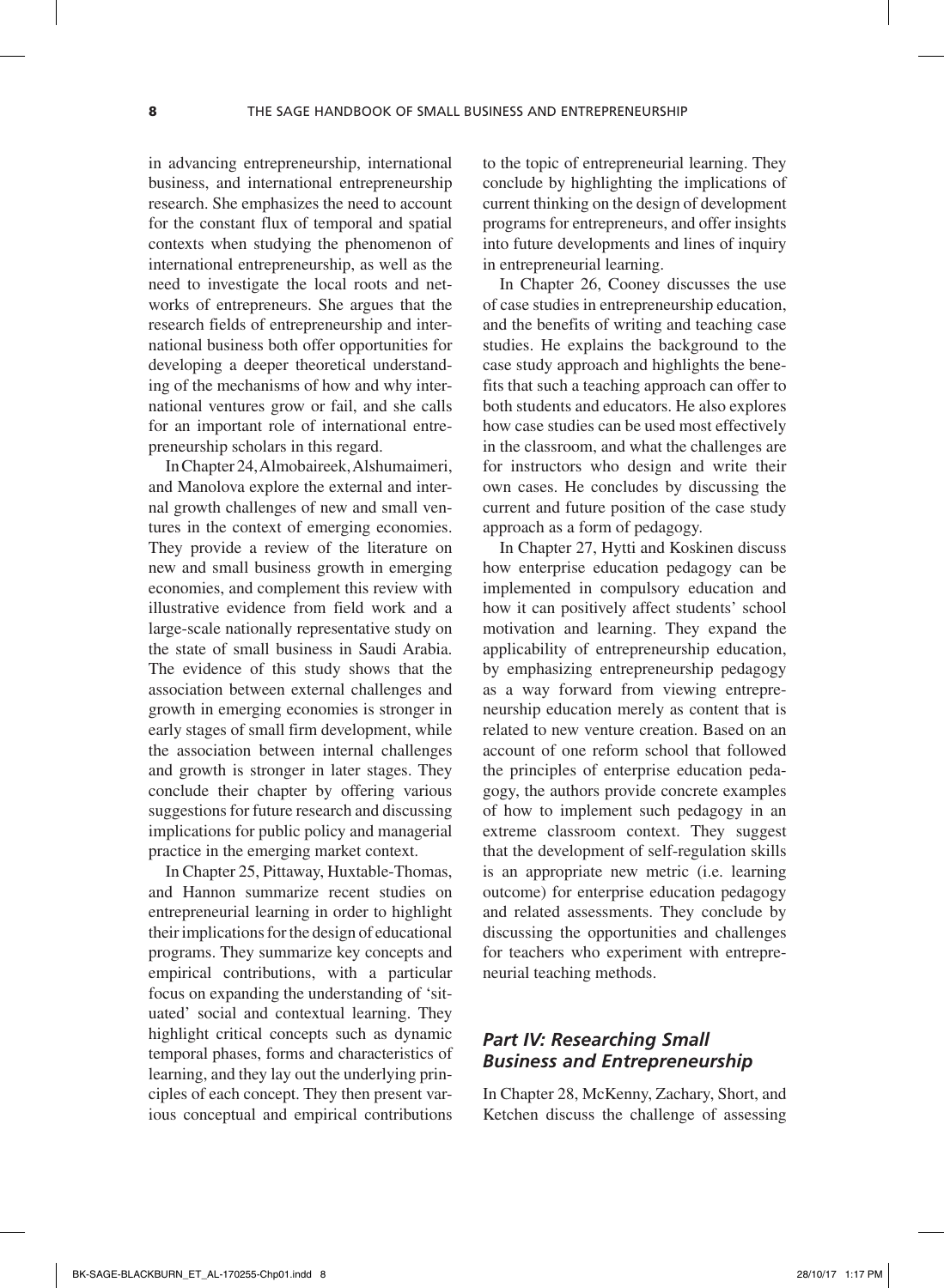in advancing entrepreneurship, international business, and international entrepreneurship research. She emphasizes the need to account for the constant flux of temporal and spatial contexts when studying the phenomenon of international entrepreneurship, as well as the need to investigate the local roots and networks of entrepreneurs. She argues that the research fields of entrepreneurship and international business both offer opportunities for developing a deeper theoretical understanding of the mechanisms of how and why international ventures grow or fail, and she calls for an important role of international entrepreneurship scholars in this regard.

In Chapter 24, Almobaireek, Alshumaimeri, and Manolova explore the external and internal growth challenges of new and small ventures in the context of emerging economies. They provide a review of the literature on new and small business growth in emerging economies, and complement this review with illustrative evidence from field work and a large-scale nationally representative study on the state of small business in Saudi Arabia. The evidence of this study shows that the association between external challenges and growth in emerging economies is stronger in early stages of small firm development, while the association between internal challenges and growth is stronger in later stages. They conclude their chapter by offering various suggestions for future research and discussing implications for public policy and managerial practice in the emerging market context.

In Chapter 25, Pittaway, Huxtable-Thomas, and Hannon summarize recent studies on entrepreneurial learning in order to highlight their implications for the design of educational programs. They summarize key concepts and empirical contributions, with a particular focus on expanding the understanding of 'situated' social and contextual learning. They highlight critical concepts such as dynamic temporal phases, forms and characteristics of learning, and they lay out the underlying principles of each concept. They then present various conceptual and empirical contributions to the topic of entrepreneurial learning. They conclude by highlighting the implications of current thinking on the design of development programs for entrepreneurs, and offer insights into future developments and lines of inquiry in entrepreneurial learning.

In Chapter 26, Cooney discusses the use of case studies in entrepreneurship education, and the benefits of writing and teaching case studies. He explains the background to the case study approach and highlights the benefits that such a teaching approach can offer to both students and educators. He also explores how case studies can be used most effectively in the classroom, and what the challenges are for instructors who design and write their own cases. He concludes by discussing the current and future position of the case study approach as a form of pedagogy.

In Chapter 27, Hytti and Koskinen discuss how enterprise education pedagogy can be implemented in compulsory education and how it can positively affect students' school motivation and learning. They expand the applicability of entrepreneurship education, by emphasizing entrepreneurship pedagogy as a way forward from viewing entrepreneurship education merely as content that is related to new venture creation. Based on an account of one reform school that followed the principles of enterprise education pedagogy, the authors provide concrete examples of how to implement such pedagogy in an extreme classroom context. They suggest that the development of self-regulation skills is an appropriate new metric (i.e. learning outcome) for enterprise education pedagogy and related assessments. They conclude by discussing the opportunities and challenges for teachers who experiment with entrepreneurial teaching methods.

### *Part IV: Researching Small Business and Entrepreneurship*

In Chapter 28, McKenny, Zachary, Short, and Ketchen discuss the challenge of assessing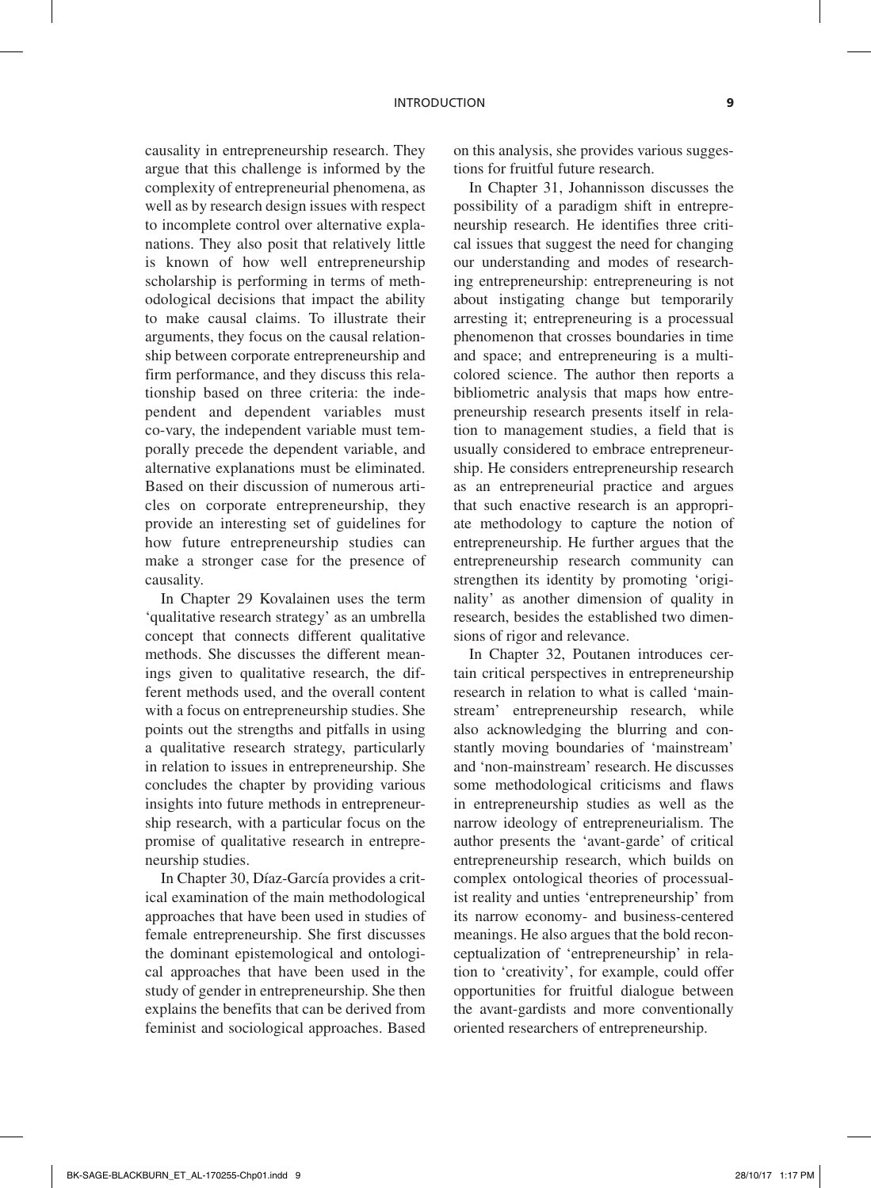causality in entrepreneurship research. They argue that this challenge is informed by the complexity of entrepreneurial phenomena, as well as by research design issues with respect to incomplete control over alternative explanations. They also posit that relatively little is known of how well entrepreneurship scholarship is performing in terms of methodological decisions that impact the ability to make causal claims. To illustrate their arguments, they focus on the causal relationship between corporate entrepreneurship and firm performance, and they discuss this relationship based on three criteria: the independent and dependent variables must co-vary, the independent variable must temporally precede the dependent variable, and alternative explanations must be eliminated. Based on their discussion of numerous articles on corporate entrepreneurship, they provide an interesting set of guidelines for how future entrepreneurship studies can make a stronger case for the presence of causality.

In Chapter 29 Kovalainen uses the term 'qualitative research strategy' as an umbrella concept that connects different qualitative methods. She discusses the different meanings given to qualitative research, the different methods used, and the overall content with a focus on entrepreneurship studies. She points out the strengths and pitfalls in using a qualitative research strategy, particularly in relation to issues in entrepreneurship. She concludes the chapter by providing various insights into future methods in entrepreneurship research, with a particular focus on the promise of qualitative research in entrepreneurship studies.

In Chapter 30, Díaz-García provides a critical examination of the main methodological approaches that have been used in studies of female entrepreneurship. She first discusses the dominant epistemological and ontological approaches that have been used in the study of gender in entrepreneurship. She then explains the benefits that can be derived from feminist and sociological approaches. Based on this analysis, she provides various suggestions for fruitful future research.

In Chapter 31, Johannisson discusses the possibility of a paradigm shift in entrepreneurship research. He identifies three critical issues that suggest the need for changing our understanding and modes of researching entrepreneurship: entrepreneuring is not about instigating change but temporarily arresting it; entrepreneuring is a processual phenomenon that crosses boundaries in time and space; and entrepreneuring is a multicolored science. The author then reports a bibliometric analysis that maps how entrepreneurship research presents itself in relation to management studies, a field that is usually considered to embrace entrepreneurship. He considers entrepreneurship research as an entrepreneurial practice and argues that such enactive research is an appropriate methodology to capture the notion of entrepreneurship. He further argues that the entrepreneurship research community can strengthen its identity by promoting 'originality' as another dimension of quality in research, besides the established two dimensions of rigor and relevance.

In Chapter 32, Poutanen introduces certain critical perspectives in entrepreneurship research in relation to what is called 'mainstream' entrepreneurship research, while also acknowledging the blurring and constantly moving boundaries of 'mainstream' and 'non-mainstream' research. He discusses some methodological criticisms and flaws in entrepreneurship studies as well as the narrow ideology of entrepreneurialism. The author presents the 'avant-garde' of critical entrepreneurship research, which builds on complex ontological theories of processualist reality and unties 'entrepreneurship' from its narrow economy- and business-centered meanings. He also argues that the bold reconceptualization of 'entrepreneurship' in relation to 'creativity', for example, could offer opportunities for fruitful dialogue between the avant-gardists and more conventionally oriented researchers of entrepreneurship.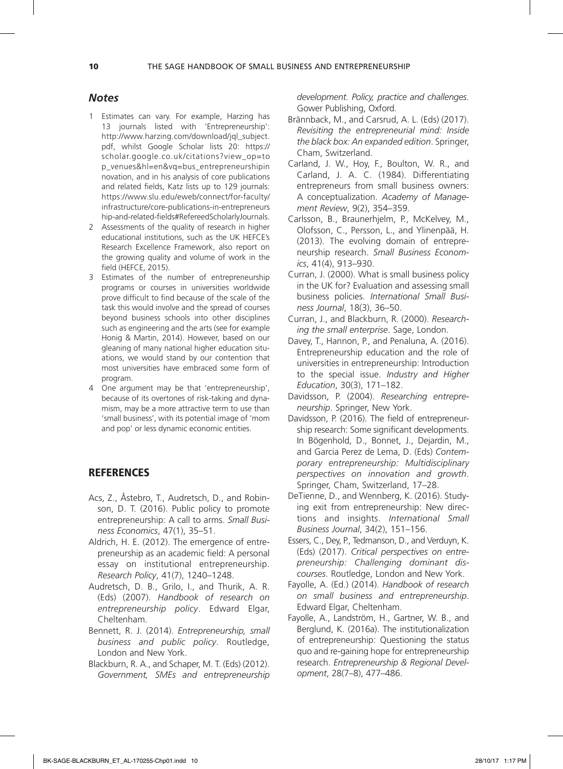## Notes

1. Estimates can vary. For example, Harzing has 13 journals listed with 'Entrepreneurship': http://www.harzing.com/download/jql_subject.pdf, whilst Google Scholar lists 20: https://scholar.google.co.uk/citations?view_op=top_venues&hl=en&vq=bus_entrepreneurshipinnovation, and in his analysis of core publications and related fields, Katz lists up to 129 journals: https://www.slu.edu/eweb/connect/for-faculty/infrastructure/core-publications-in-entrepreneurship-and-related-fields#RefereedScholarlyJournals.
2. Assessments of the quality of research in higher educational institutions, such as the UK HEFCE's Research Excellence Framework, also report on the growing quality and volume of work in the field (HEFCE, 2015).
3. Estimates of the number of entrepreneurship programs or courses in universities worldwide prove difficult to find because of the scale of the task this would involve and the spread of courses beyond business schools into other disciplines such as engineering and the arts (see for example Honig & Martin, 2014). However, based on our gleaning of many national higher education situations, we would stand by our contention that most universities have embraced some form of program.
4. One argument may be that 'entrepreneurship', because of its overtones of risk-taking and dynamism, may be a more attractive term to use than 'small business', with its potential image of 'mom and pop' or less dynamic economic entities.

## REFERENCES

Acs, Z., Åstebro, T., Audretsch, D., and Robinson, D. T. (2016). Public policy to promote entrepreneurship: A call to arms. *Small Business Economics*, 47(1), 35–51.

Aldrich, H. E. (2012). The emergence of entrepreneurship as an academic field: A personal essay on institutional entrepreneurship. *Research Policy*, 41(7), 1240–1248.

Audretsch, D. B., Grilo, I., and Thurik, A. R. (Eds) (2007). *Handbook of research on entrepreneurship policy*. Edward Elgar, Cheltenham.

Bennett, R. J. (2014). *Entrepreneurship, small business and public policy*. Routledge, London and New York.

Blackburn, R. A., and Schaper, M. T. (Eds) (2012). *Government, SMEs and entrepreneurship development. Policy, practice and challenges*. Gower Publishing, Oxford.

Brännback, M., and Carsrud, A. L. (Eds) (2017). *Revisiting the entrepreneurial mind: Inside the black box: An expanded edition*. Springer, Cham, Switzerland.

Carland, J. W., Hoy, F., Boulton, W. R., and Carland, J. A. C. (1984). Differentiating entrepreneurs from small business owners: A conceptualization. *Academy of Management Review*, 9(2), 354–359.

Carlsson, B., Braunerhjelm, P., McKelvey, M., Olofsson, C., Persson, L., and Ylinenpää, H. (2013). The evolving domain of entrepreneurship research. *Small Business Economics*, 41(4), 913–930.

Curran, J. (2000). What is small business policy in the UK for? Evaluation and assessing small business policies. *International Small Business Journal*, 18(3), 36–50.

Curran, J., and Blackburn, R. (2000). *Researching the small enterprise*. Sage, London.

Davey, T., Hannon, P., and Penaluna, A. (2016). Entrepreneurship education and the role of universities in entrepreneurship: Introduction to the special issue. *Industry and Higher Education*, 30(3), 171–182.

Davidsson, P. (2004). *Researching entrepreneurship*. Springer, New York.

Davidsson, P. (2016). The field of entrepreneurship research: Some significant developments. In Bögenhold, D., Bonnet, J., Dejardin, M., and Garcia Perez de Lema, D. (Eds) *Contemporary entrepreneurship: Multidisciplinary perspectives on innovation and growth*. Springer, Cham, Switzerland, 17–28.

DeTienne, D., and Wennberg, K. (2016). Studying exit from entrepreneurship: New directions and insights. *International Small Business Journal*, 34(2), 151–156.

Essers, C., Dey, P., Tedmanson, D., and Verduyn, K. (Eds) (2017). *Critical perspectives on entrepreneurship: Challenging dominant discourses*. Routledge, London and New York.

Fayolle, A. (Ed.) (2014). *Handbook of research on small business and entrepreneurship*. Edward Elgar, Cheltenham.

Fayolle, A., Landström, H., Gartner, W. B., and Berglund, K. (2016a). The institutionalization of entrepreneurship: Questioning the status quo and re-gaining hope for entrepreneurship research. *Entrepreneurship & Regional Development*, 28(7–8), 477–486.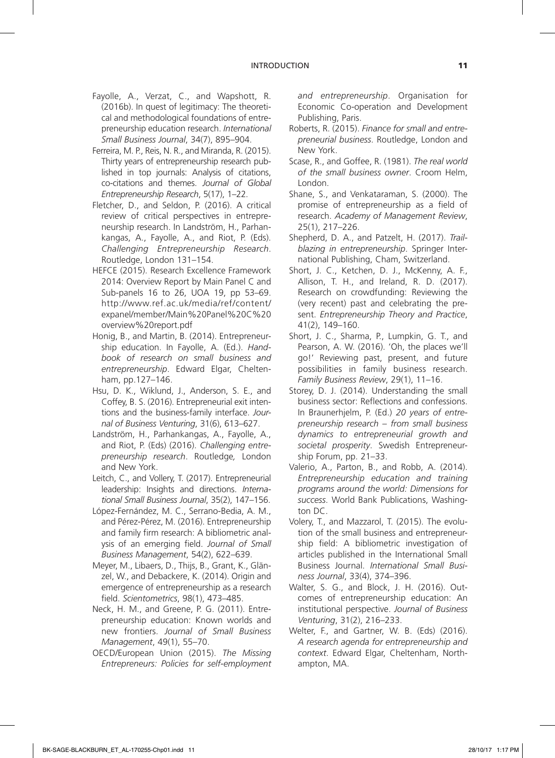Fayolle, A., Verzat, C., and Wapshott, R. (2016b). In quest of legitimacy: The theoretical and methodological foundations of entrepreneurship education research. *International Small Business Journal*, 34(7), 895–904.

Ferreira, M. P., Reis, N. R., and Miranda, R. (2015). Thirty years of entrepreneurship research published in top journals: Analysis of citations, co-citations and themes. *Journal of Global Entrepreneurship Research*, 5(17), 1–22.

Fletcher, D., and Seldon, P. (2016). A critical review of critical perspectives in entrepreneurship research. In Landström, H., Parhankangas, A., Fayolle, A., and Riot, P. (Eds). *Challenging Entrepreneurship Research*. Routledge, London 131–154.

HEFCE (2015). Research Excellence Framework 2014: Overview Report by Main Panel C and Sub-panels 16 to 26, UOA 19, pp 53–69. http://www.ref.ac.uk/media/ref/content/expanel/member/Main%20Panel%20C%20overview%20report.pdf

Honig, B., and Martin, B. (2014). Entrepreneurship education. In Fayolle, A. (Ed.). *Handbook of research on small business and entrepreneurship*. Edward Elgar, Cheltenham, pp.127–146.

Hsu, D. K., Wiklund, J., Anderson, S. E., and Coffey, B. S. (2016). Entrepreneurial exit intentions and the business-family interface. *Journal of Business Venturing*, 31(6), 613–627.

Landström, H., Parhankangas, A., Fayolle, A., and Riot, P. (Eds) (2016). *Challenging entrepreneurship research*. Routledge, London and New York.

Leitch, C., and Vollery, T. (2017). Entrepreneurial leadership: Insights and directions. *International Small Business Journal*, 35(2), 147–156.

López-Fernández, M. C., Serrano-Bedia, A. M., and Pérez-Pérez, M. (2016). Entrepreneurship and family firm research: A bibliometric analysis of an emerging field. *Journal of Small Business Management*, 54(2), 622–639.

Meyer, M., Libaers, D., Thijs, B., Grant, K., Glänzel, W., and Debackere, K. (2014). Origin and emergence of entrepreneurship as a research field. *Scientometrics*, 98(1), 473–485.

Neck, H. M., and Greene, P. G. (2011). Entrepreneurship education: Known worlds and new frontiers. *Journal of Small Business Management*, 49(1), 55–70.

OECD/European Union (2015). *The Missing Entrepreneurs: Policies for self-employment and entrepreneurship*. Organisation for Economic Co-operation and Development Publishing, Paris.

Roberts, R. (2015). *Finance for small and entrepreneurial business*. Routledge, London and New York.

Scase, R., and Goffee, R. (1981). *The real world of the small business owner*. Croom Helm, London.

Shane, S., and Venkataraman, S. (2000). The promise of entrepreneurship as a field of research. *Academy of Management Review*, 25(1), 217–226.

Shepherd, D. A., and Patzelt, H. (2017). *Trailblazing in entrepreneurship*. Springer International Publishing, Cham, Switzerland.

Short, J. C., Ketchen, D. J., McKenny, A. F., Allison, T. H., and Ireland, R. D. (2017). Research on crowdfunding: Reviewing the (very recent) past and celebrating the present. *Entrepreneurship Theory and Practice*, 41(2), 149–160.

Short, J. C., Sharma, P., Lumpkin, G. T., and Pearson, A. W. (2016). 'Oh, the places we'll go!' Reviewing past, present, and future possibilities in family business research. *Family Business Review*, 29(1), 11–16.

Storey, D. J. (2014). Understanding the small business sector: Reflections and confessions. In Braunerhjelm, P. (Ed.) *20 years of entrepreneurship research – from small business dynamics to entrepreneurial growth and societal prosperity*. Swedish Entrepreneurship Forum, pp. 21–33.

Valerio, A., Parton, B., and Robb, A. (2014). *Entrepreneurship education and training programs around the world: Dimensions for success*. World Bank Publications, Washington DC.

Volery, T., and Mazzarol, T. (2015). The evolution of the small business and entrepreneurship field: A bibliometric investigation of articles published in the International Small Business Journal. *International Small Business Journal*, 33(4), 374–396.

Walter, S. G., and Block, J. H. (2016). Outcomes of entrepreneurship education: An institutional perspective. *Journal of Business Venturing*, 31(2), 216–233.

Welter, F., and Gartner, W. B. (Eds) (2016). *A research agenda for entrepreneurship and context*. Edward Elgar, Cheltenham, Northampton, MA.